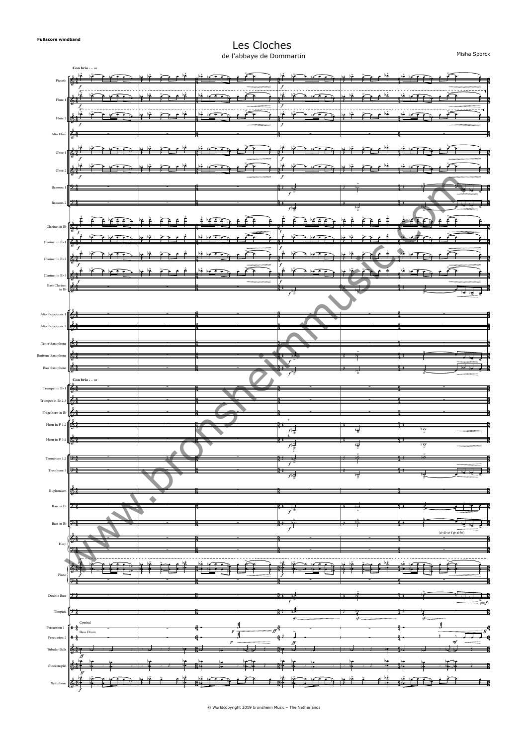**Fullscore windband**

# Les Cloches

de l'abbaye de Dommartin

Misha Sporck

© Worldcopyright 2019 bronsheim Music – The Netherlands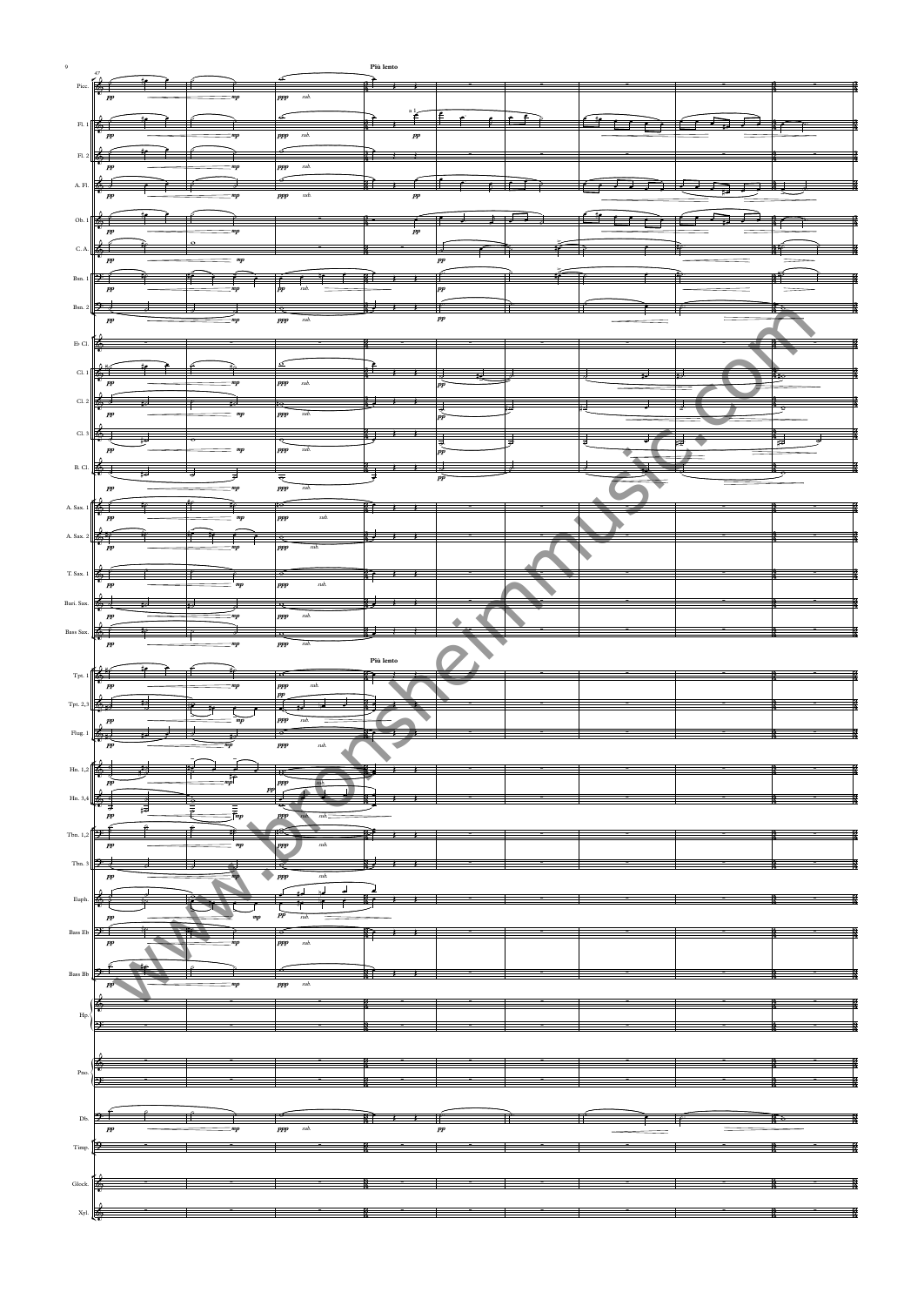**Più lento**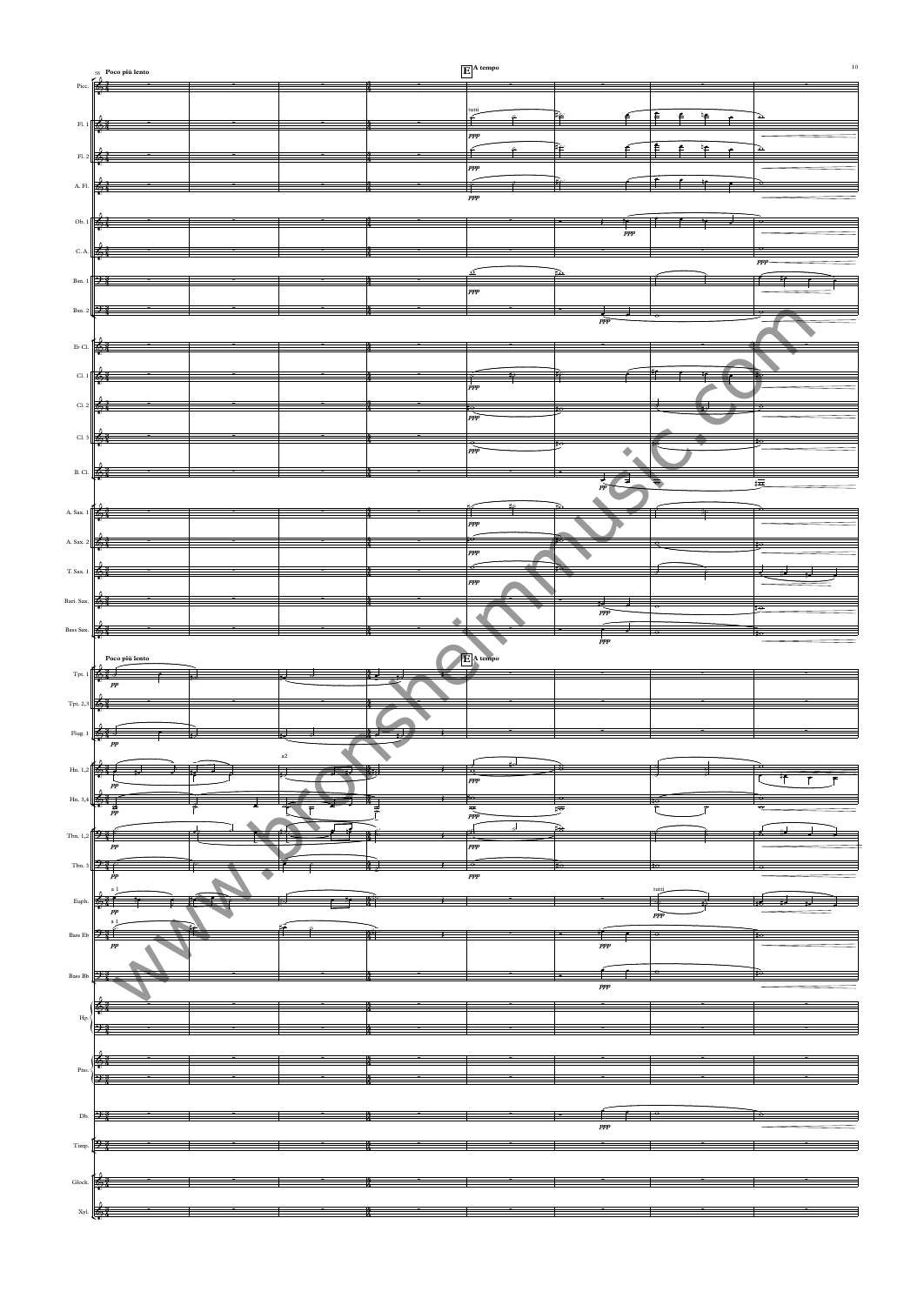56 **Poco più lento**

**E** **A tempo**

Picc.
Fl. 1
Fl. 2
A. Fl.
Ob. 1
C. A.
Bsn. 1
Bsn. 2
E♭ Cl.
Cl. 1
Cl. 2
Cl. 3
B. Cl.
A. Sax. 1
A. Sax. 2
T. Sax. 1
Bari. Sax.
Bass Sax.

**Poco più lento**

**E** **A tempo**

Tpt. 1
Tpt. 2,3
Flug. 1
Hn. 1,2
Hn. 3,4
Tbn. 1,2
Tbn. 3
Euph.
Bass E♭
Bass B♭
Hp.
Pno.
Db.
Timp.
Glock.
Xyl.